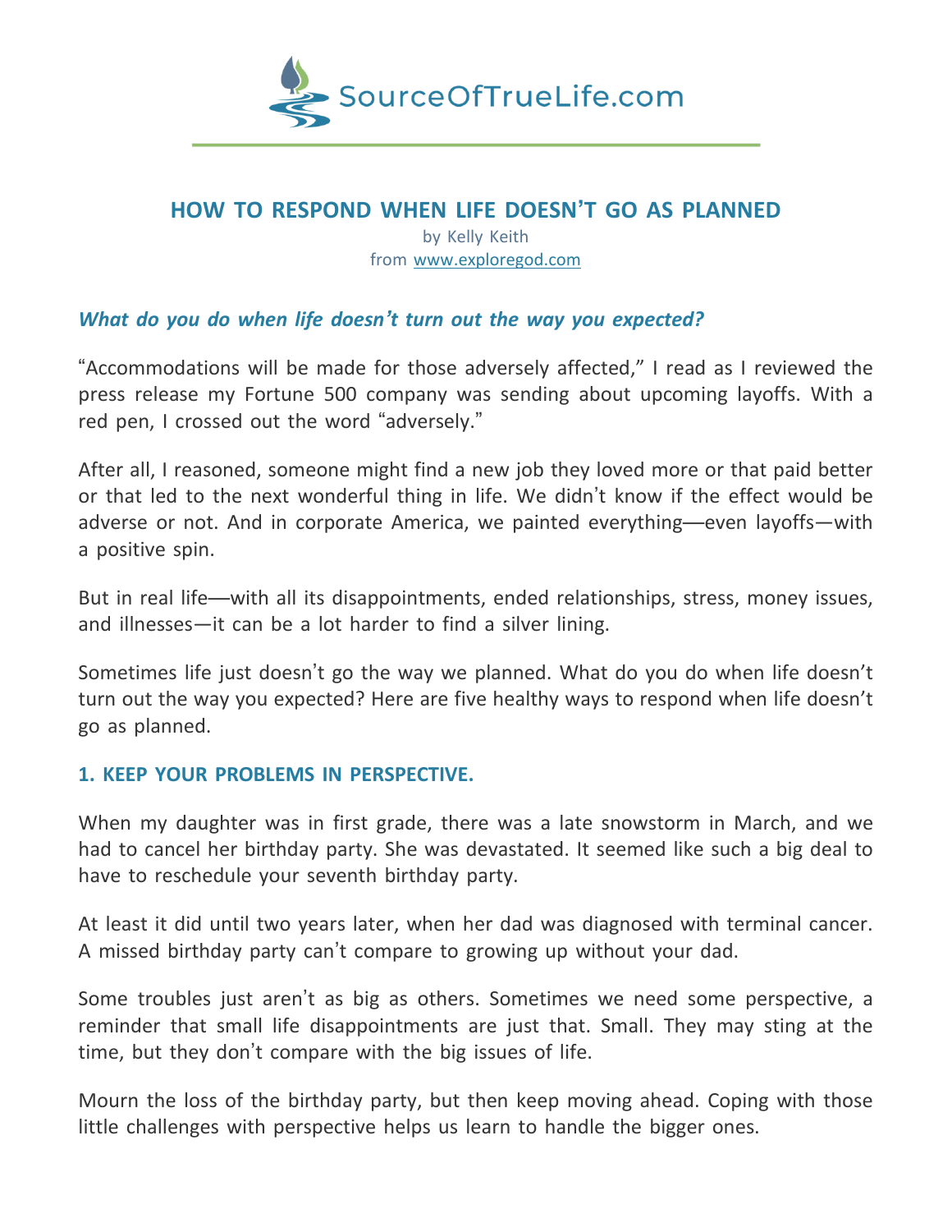SourceOfTrueLife.com

# HOW TO RESPOND WHEN LIFE DOESN'T GO AS PLANNED

by Kelly Keith
from www.exploregod.com

***What do you do when life doesn't turn out the way you expected?***

"Accommodations will be made for those adversely affected," I read as I reviewed the press release my Fortune 500 company was sending about upcoming layoffs. With a red pen, I crossed out the word "adversely."

After all, I reasoned, someone might find a new job they loved more or that paid better or that led to the next wonderful thing in life. We didn't know if the effect would be adverse or not. And in corporate America, we painted everything—even layoffs—with a positive spin.

But in real life—with all its disappointments, ended relationships, stress, money issues, and illnesses—it can be a lot harder to find a silver lining.

Sometimes life just doesn't go the way we planned. What do you do when life doesn't turn out the way you expected? Here are five healthy ways to respond when life doesn't go as planned.

## 1. KEEP YOUR PROBLEMS IN PERSPECTIVE.

When my daughter was in first grade, there was a late snowstorm in March, and we had to cancel her birthday party. She was devastated. It seemed like such a big deal to have to reschedule your seventh birthday party.

At least it did until two years later, when her dad was diagnosed with terminal cancer. A missed birthday party can't compare to growing up without your dad.

Some troubles just aren't as big as others. Sometimes we need some perspective, a reminder that small life disappointments are just that. Small. They may sting at the time, but they don't compare with the big issues of life.

Mourn the loss of the birthday party, but then keep moving ahead. Coping with those little challenges with perspective helps us learn to handle the bigger ones.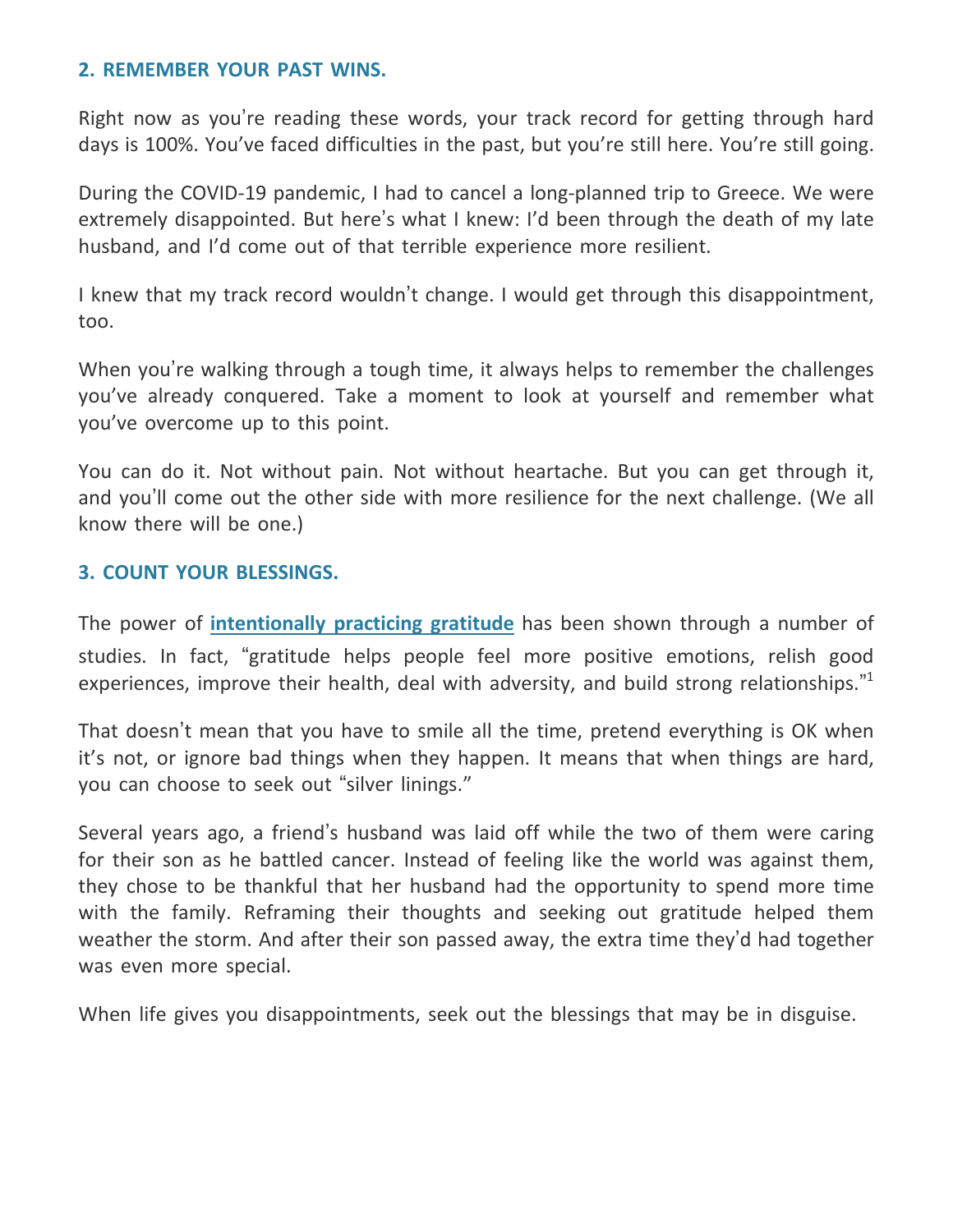### 2. REMEMBER YOUR PAST WINS.

Right now as you're reading these words, your track record for getting through hard days is 100%. You've faced difficulties in the past, but you're still here. You're still going.

During the COVID-19 pandemic, I had to cancel a long-planned trip to Greece. We were extremely disappointed. But here's what I knew: I'd been through the death of my late husband, and I'd come out of that terrible experience more resilient.

I knew that my track record wouldn't change. I would get through this disappointment, too.

When you're walking through a tough time, it always helps to remember the challenges you've already conquered. Take a moment to look at yourself and remember what you've overcome up to this point.

You can do it. Not without pain. Not without heartache. But you can get through it, and you'll come out the other side with more resilience for the next challenge. (We all know there will be one.)

### 3. COUNT YOUR BLESSINGS.

The power of **intentionally practicing gratitude** has been shown through a number of studies. In fact, "gratitude helps people feel more positive emotions, relish good experiences, improve their health, deal with adversity, and build strong relationships."[1]

That doesn't mean that you have to smile all the time, pretend everything is OK when it's not, or ignore bad things when they happen. It means that when things are hard, you can choose to seek out "silver linings."

Several years ago, a friend's husband was laid off while the two of them were caring for their son as he battled cancer. Instead of feeling like the world was against them, they chose to be thankful that her husband had the opportunity to spend more time with the family. Reframing their thoughts and seeking out gratitude helped them weather the storm. And after their son passed away, the extra time they'd had together was even more special.

When life gives you disappointments, seek out the blessings that may be in disguise.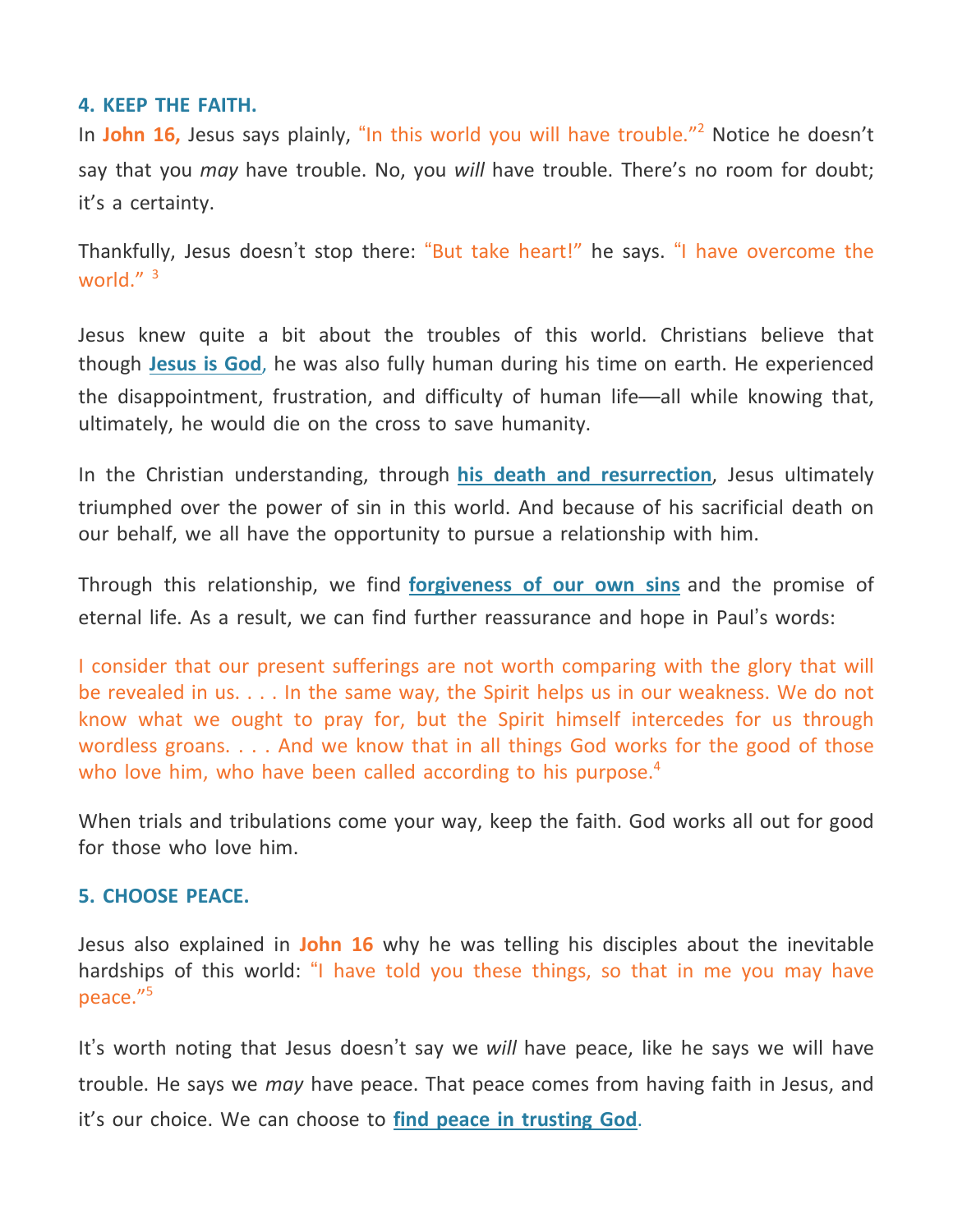### 4. KEEP THE FAITH.

In **John 16,** Jesus says plainly, "In this world you will have trouble."[2] Notice he doesn't say that you *may* have trouble. No, you *will* have trouble. There's no room for doubt; it's a certainty.

Thankfully, Jesus doesn't stop there: "But take heart!" he says. "I have overcome the world." [3]

Jesus knew quite a bit about the troubles of this world. Christians believe that though **Jesus is God**, he was also fully human during his time on earth. He experienced the disappointment, frustration, and difficulty of human life—all while knowing that, ultimately, he would die on the cross to save humanity.

In the Christian understanding, through **his death and resurrection**, Jesus ultimately triumphed over the power of sin in this world. And because of his sacrificial death on our behalf, we all have the opportunity to pursue a relationship with him.

Through this relationship, we find **forgiveness of our own sins** and the promise of eternal life. As a result, we can find further reassurance and hope in Paul's words:

I consider that our present sufferings are not worth comparing with the glory that will be revealed in us. . . . In the same way, the Spirit helps us in our weakness. We do not know what we ought to pray for, but the Spirit himself intercedes for us through wordless groans. . . . And we know that in all things God works for the good of those who love him, who have been called according to his purpose.[4]

When trials and tribulations come your way, keep the faith. God works all out for good for those who love him.

### 5. CHOOSE PEACE.

Jesus also explained in **John 16** why he was telling his disciples about the inevitable hardships of this world: "I have told you these things, so that in me you may have peace."[5]

It's worth noting that Jesus doesn't say we *will* have peace, like he says we will have trouble. He says we *may* have peace. That peace comes from having faith in Jesus, and it's our choice. We can choose to **find peace in trusting God**.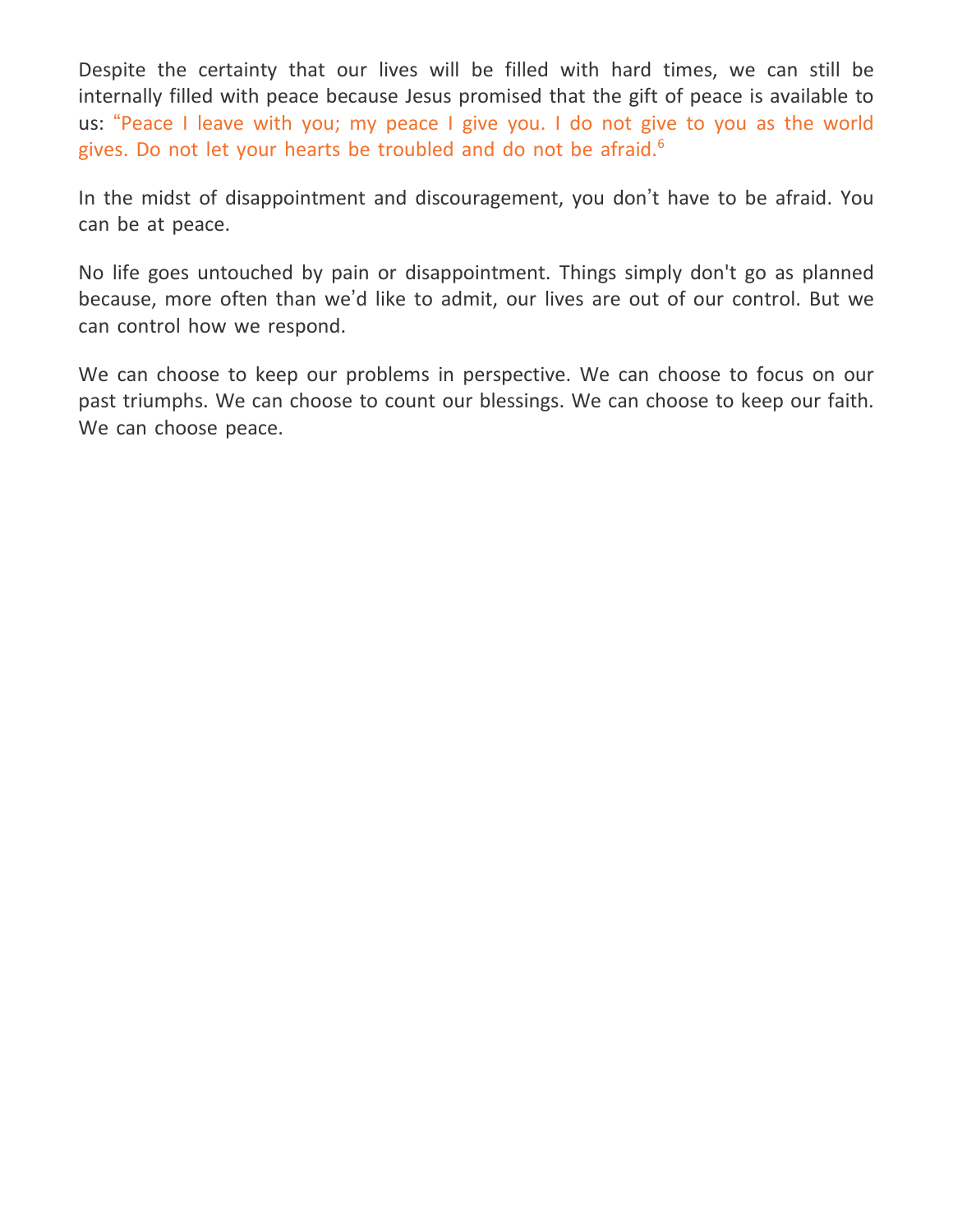Despite the certainty that our lives will be filled with hard times, we can still be internally filled with peace because Jesus promised that the gift of peace is available to us: "Peace I leave with you; my peace I give you. I do not give to you as the world gives. Do not let your hearts be troubled and do not be afraid.[6]

In the midst of disappointment and discouragement, you don't have to be afraid. You can be at peace.

No life goes untouched by pain or disappointment. Things simply don't go as planned because, more often than we'd like to admit, our lives are out of our control. But we can control how we respond.

We can choose to keep our problems in perspective. We can choose to focus on our past triumphs. We can choose to count our blessings. We can choose to keep our faith. We can choose peace.